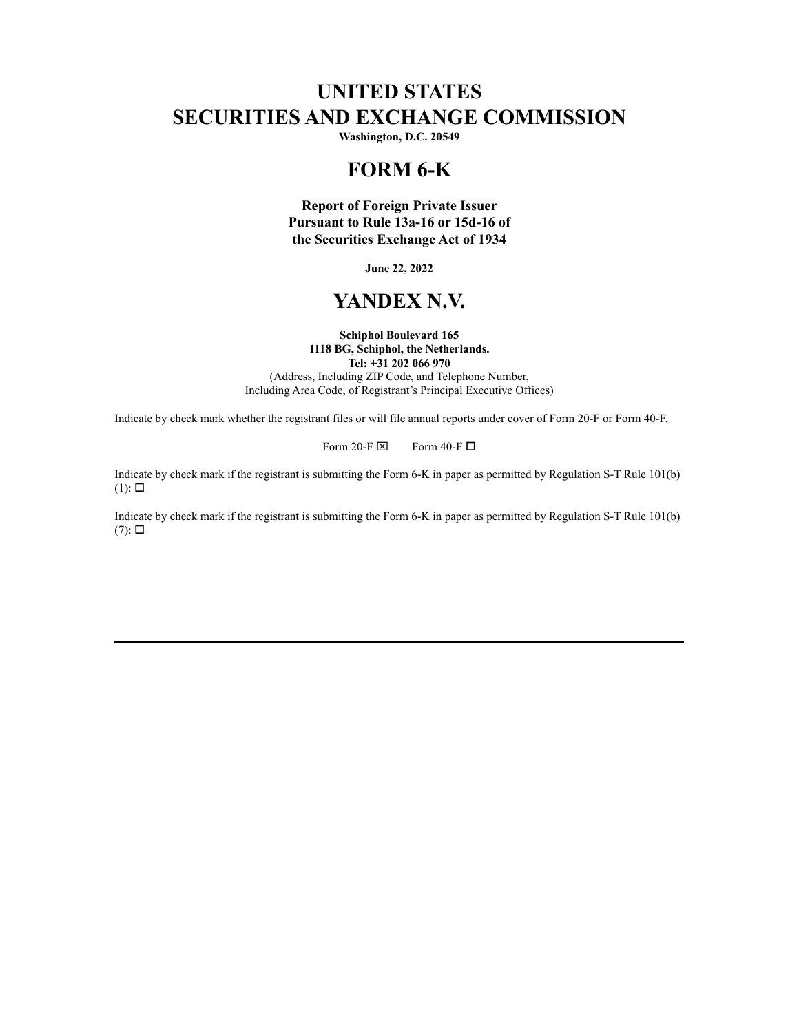# UNITED STATES
# SECURITIES AND EXCHANGE COMMISSION

**Washington, D.C. 20549**

# FORM 6-K

**Report of Foreign Private Issuer**
**Pursuant to Rule 13a-16 or 15d-16 of**
**the Securities Exchange Act of 1934**

**June 22, 2022**

# YANDEX N.V.

**Schiphol Boulevard 165**
**1118 BG, Schiphol, the Netherlands.**
**Tel: +31 202 066 970**
(Address, Including ZIP Code, and Telephone Number,
Including Area Code, of Registrant's Principal Executive Offices)

Indicate by check mark whether the registrant files or will file annual reports under cover of Form 20-F or Form 40-F.

Form 20-F ☒ Form 40-F ☐

Indicate by check mark if the registrant is submitting the Form 6-K in paper as permitted by Regulation S-T Rule 101(b)(1): ☐

Indicate by check mark if the registrant is submitting the Form 6-K in paper as permitted by Regulation S-T Rule 101(b)(7): ☐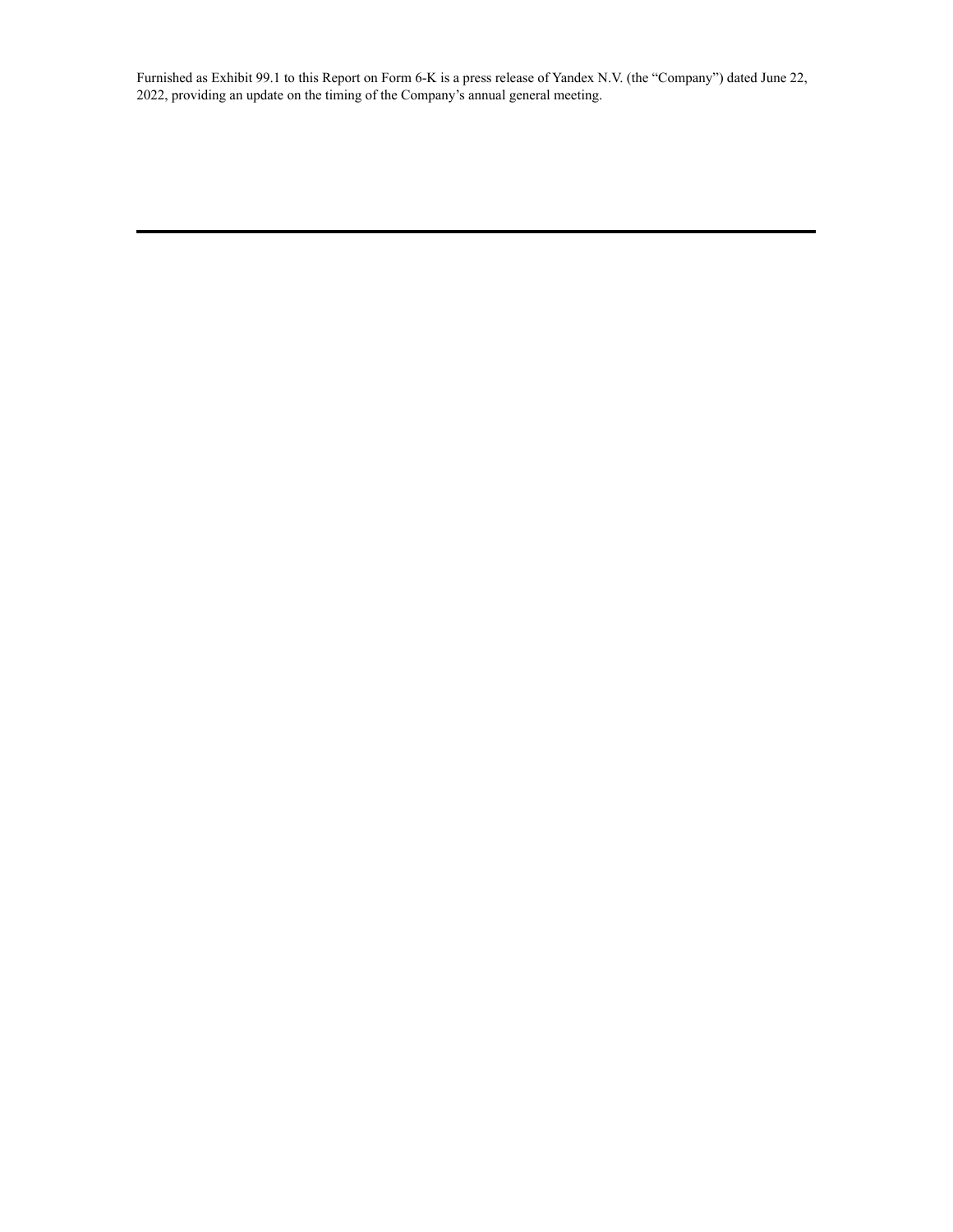Furnished as Exhibit 99.1 to this Report on Form 6-K is a press release of Yandex N.V. (the "Company") dated June 22, 2022, providing an update on the timing of the Company's annual general meeting.

---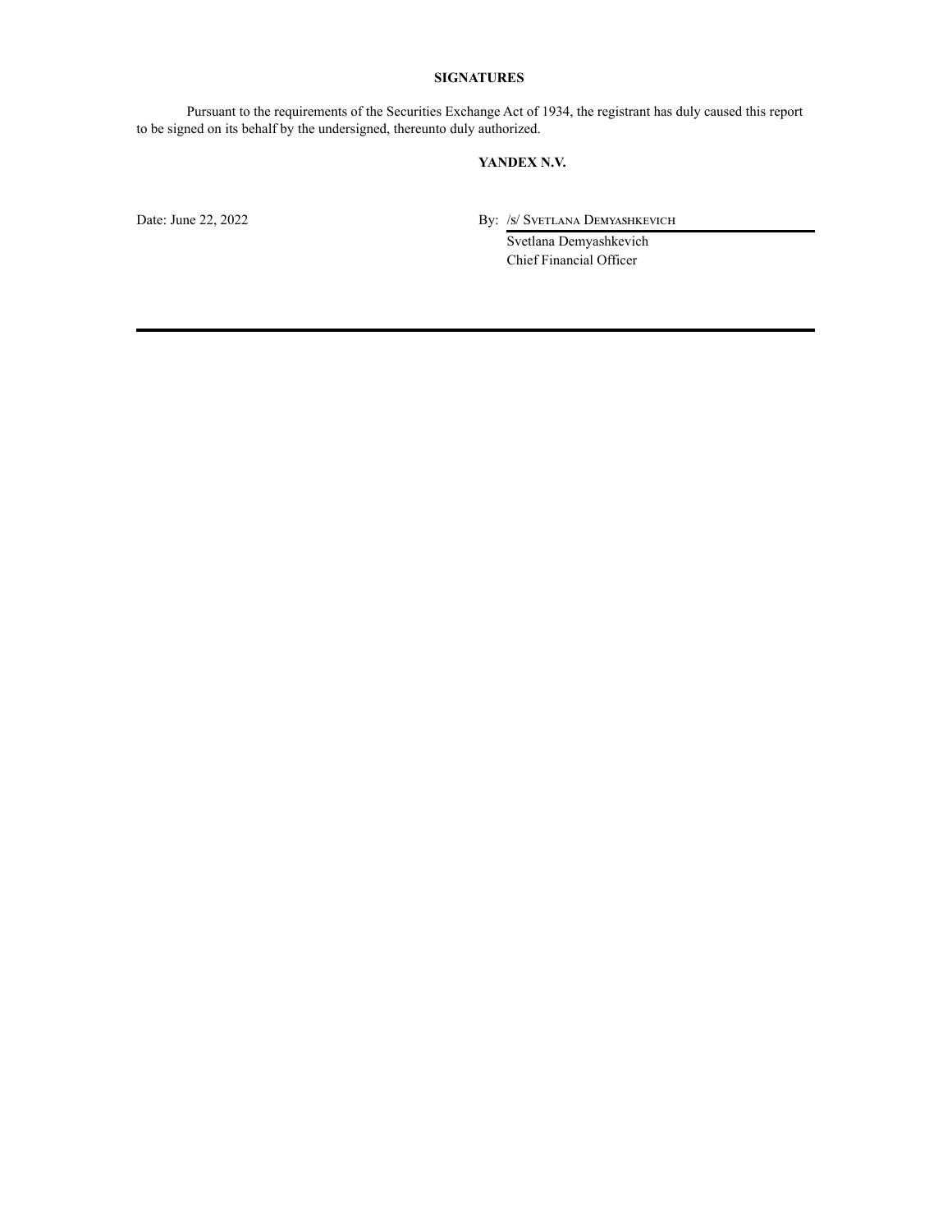**SIGNATURES**

Pursuant to the requirements of the Securities Exchange Act of 1934, the registrant has duly caused this report to be signed on its behalf by the undersigned, thereunto duly authorized.

**YANDEX N.V.**

Date: June 22, 2022

By: /s/ Svetlana Demyashkevich

Svetlana Demyashkevich
Chief Financial Officer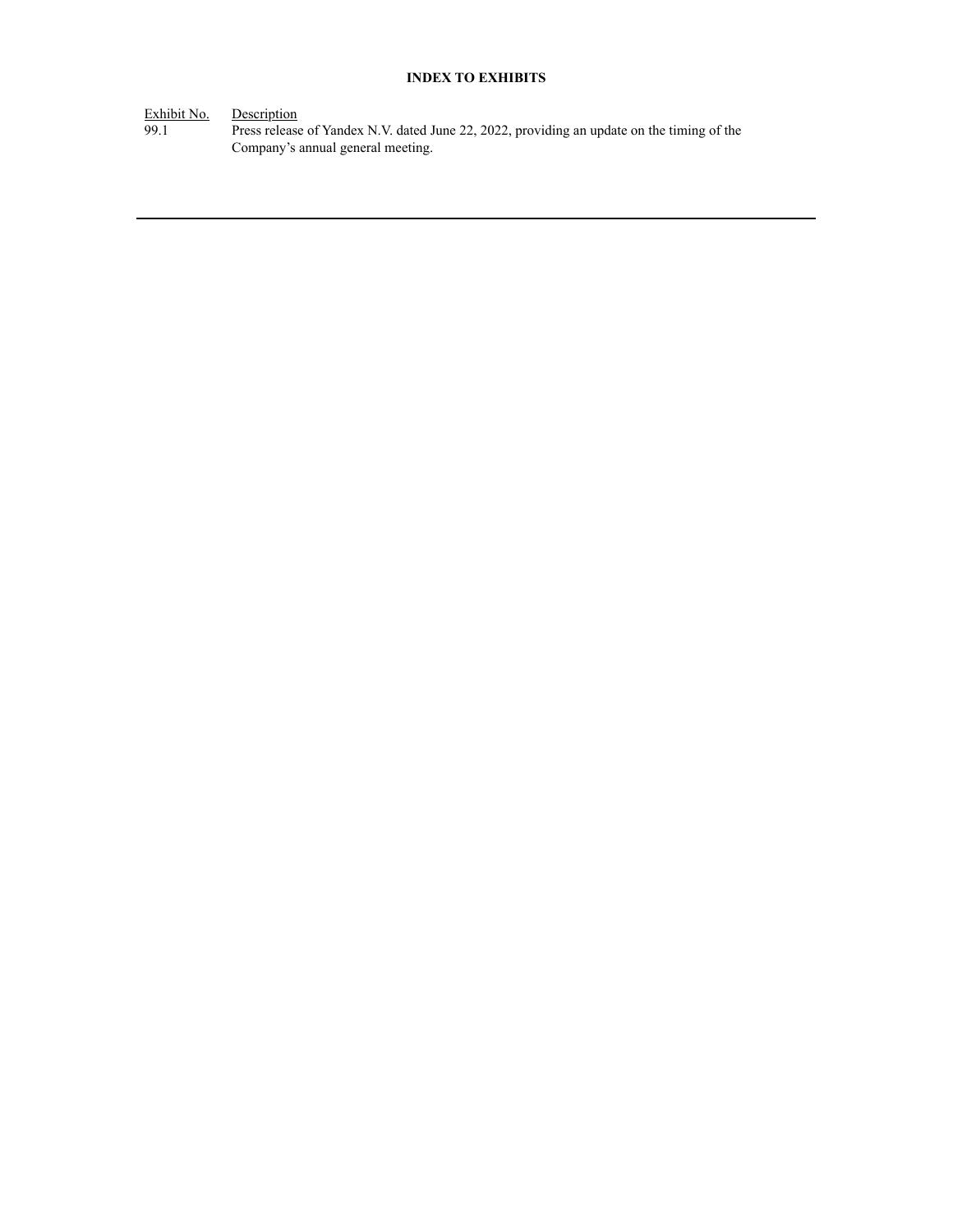**INDEX TO EXHIBITS**

| Exhibit No. | Description |
| --- | --- |
| 99.1 | Press release of Yandex N.V. dated June 22, 2022, providing an update on the timing of the Company's annual general meeting. |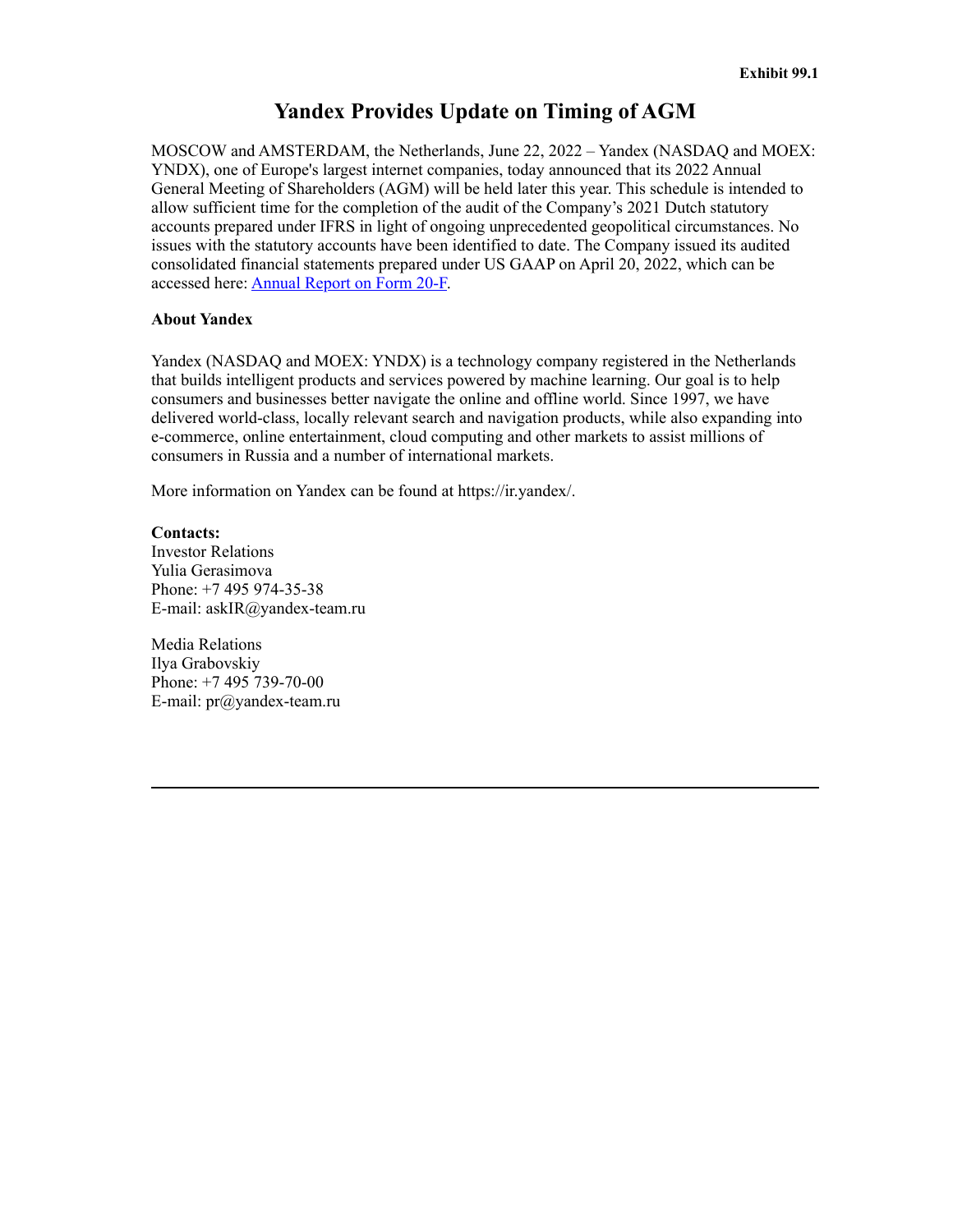**Exhibit 99.1**

# Yandex Provides Update on Timing of AGM

MOSCOW and AMSTERDAM, the Netherlands, June 22, 2022 – Yandex (NASDAQ and MOEX: YNDX), one of Europe's largest internet companies, today announced that its 2022 Annual General Meeting of Shareholders (AGM) will be held later this year. This schedule is intended to allow sufficient time for the completion of the audit of the Company's 2021 Dutch statutory accounts prepared under IFRS in light of ongoing unprecedented geopolitical circumstances. No issues with the statutory accounts have been identified to date. The Company issued its audited consolidated financial statements prepared under US GAAP on April 20, 2022, which can be accessed here: Annual Report on Form 20-F.

**About Yandex**

Yandex (NASDAQ and MOEX: YNDX) is a technology company registered in the Netherlands that builds intelligent products and services powered by machine learning. Our goal is to help consumers and businesses better navigate the online and offline world. Since 1997, we have delivered world-class, locally relevant search and navigation products, while also expanding into e-commerce, online entertainment, cloud computing and other markets to assist millions of consumers in Russia and a number of international markets.

More information on Yandex can be found at https://ir.yandex/.

**Contacts:**
Investor Relations
Yulia Gerasimova
Phone: +7 495 974-35-38
E-mail: askIR@yandex-team.ru

Media Relations
Ilya Grabovskiy
Phone: +7 495 739-70-00
E-mail: pr@yandex-team.ru